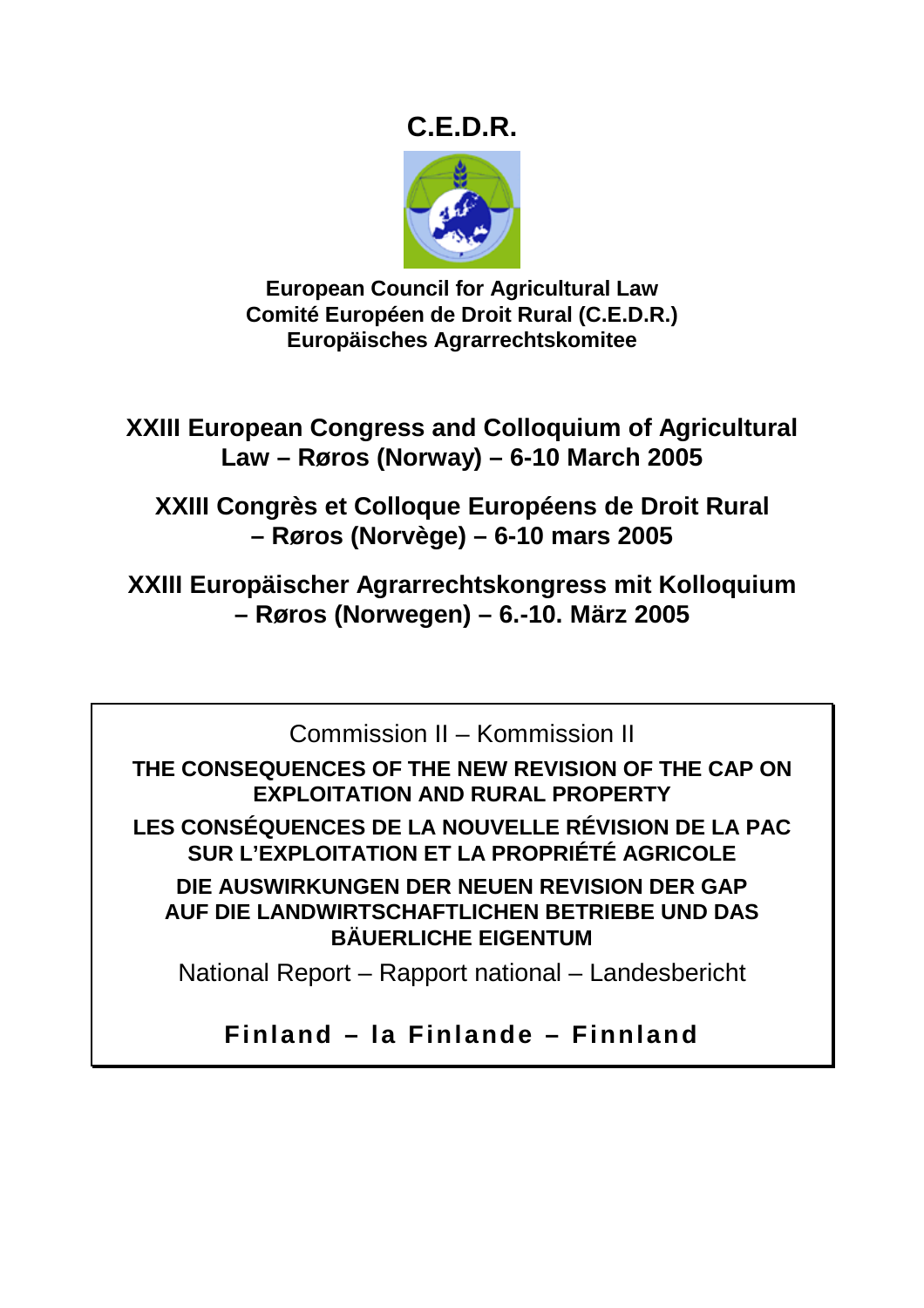# C.E.D.R.

**European Council for Agricultural Law**
**Comité Européen de Droit Rural (C.E.D.R.)**
**Europäisches Agrarrechtskomitee**

## XXIII European Congress and Colloquium of Agricultural Law – Røros (Norway) – 6-10 March 2005

## XXIII Congrès et Colloque Européens de Droit Rural – Røros (Norvège) – 6-10 mars 2005

## XXIII Europäischer Agrarrechtskongress mit Kolloquium – Røros (Norwegen) – 6.-10. März 2005

Commission II – Kommission II

**THE CONSEQUENCES OF THE NEW REVISION OF THE CAP ON EXPLOITATION AND RURAL PROPERTY**

**LES CONSÉQUENCES DE LA NOUVELLE RÉVISION DE LA PAC SUR L'EXPLOITATION ET LA PROPRIÉTÉ AGRICOLE**

**DIE AUSWIRKUNGEN DER NEUEN REVISION DER GAP AUF DIE LANDWIRTSCHAFTLICHEN BETRIEBE UND DAS BÄUERLICHE EIGENTUM**

National Report – Rapport national – Landesbericht

**Finland – la Finlande – Finnland**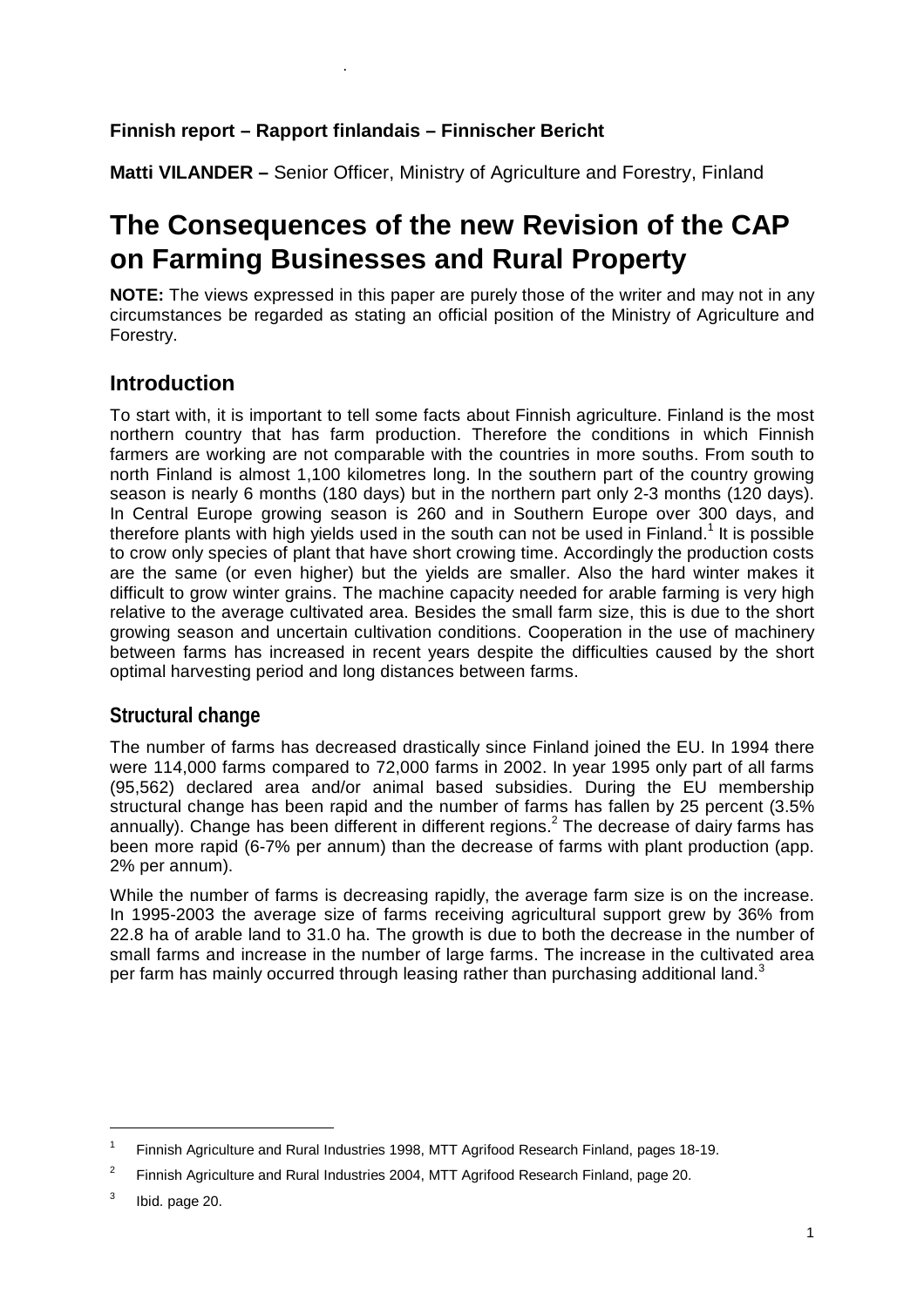**Finnish report – Rapport finlandais – Finnischer Bericht**

**Matti VILANDER –** Senior Officer, Ministry of Agriculture and Forestry, Finland

# The Consequences of the new Revision of the CAP on Farming Businesses and Rural Property

**NOTE:** The views expressed in this paper are purely those of the writer and may not in any circumstances be regarded as stating an official position of the Ministry of Agriculture and Forestry.

## Introduction

To start with, it is important to tell some facts about Finnish agriculture. Finland is the most northern country that has farm production. Therefore the conditions in which Finnish farmers are working are not comparable with the countries in more souths. From south to north Finland is almost 1,100 kilometres long. In the southern part of the country growing season is nearly 6 months (180 days) but in the northern part only 2-3 months (120 days). In Central Europe growing season is 260 and in Southern Europe over 300 days, and therefore plants with high yields used in the south can not be used in Finland.[1] It is possible to crow only species of plant that have short crowing time. Accordingly the production costs are the same (or even higher) but the yields are smaller. Also the hard winter makes it difficult to grow winter grains. The machine capacity needed for arable farming is very high relative to the average cultivated area. Besides the small farm size, this is due to the short growing season and uncertain cultivation conditions. Cooperation in the use of machinery between farms has increased in recent years despite the difficulties caused by the short optimal harvesting period and long distances between farms.

### Structural change

The number of farms has decreased drastically since Finland joined the EU. In 1994 there were 114,000 farms compared to 72,000 farms in 2002. In year 1995 only part of all farms (95,562) declared area and/or animal based subsidies. During the EU membership structural change has been rapid and the number of farms has fallen by 25 percent (3.5% annually). Change has been different in different regions.[2] The decrease of dairy farms has been more rapid (6-7% per annum) than the decrease of farms with plant production (app. 2% per annum).

While the number of farms is decreasing rapidly, the average farm size is on the increase. In 1995-2003 the average size of farms receiving agricultural support grew by 36% from 22.8 ha of arable land to 31.0 ha. The growth is due to both the decrease in the number of small farms and increase in the number of large farms. The increase in the cultivated area per farm has mainly occurred through leasing rather than purchasing additional land.[3]

---

[1] Finnish Agriculture and Rural Industries 1998, MTT Agrifood Research Finland, pages 18-19.

[2] Finnish Agriculture and Rural Industries 2004, MTT Agrifood Research Finland, page 20.

[3] Ibid. page 20.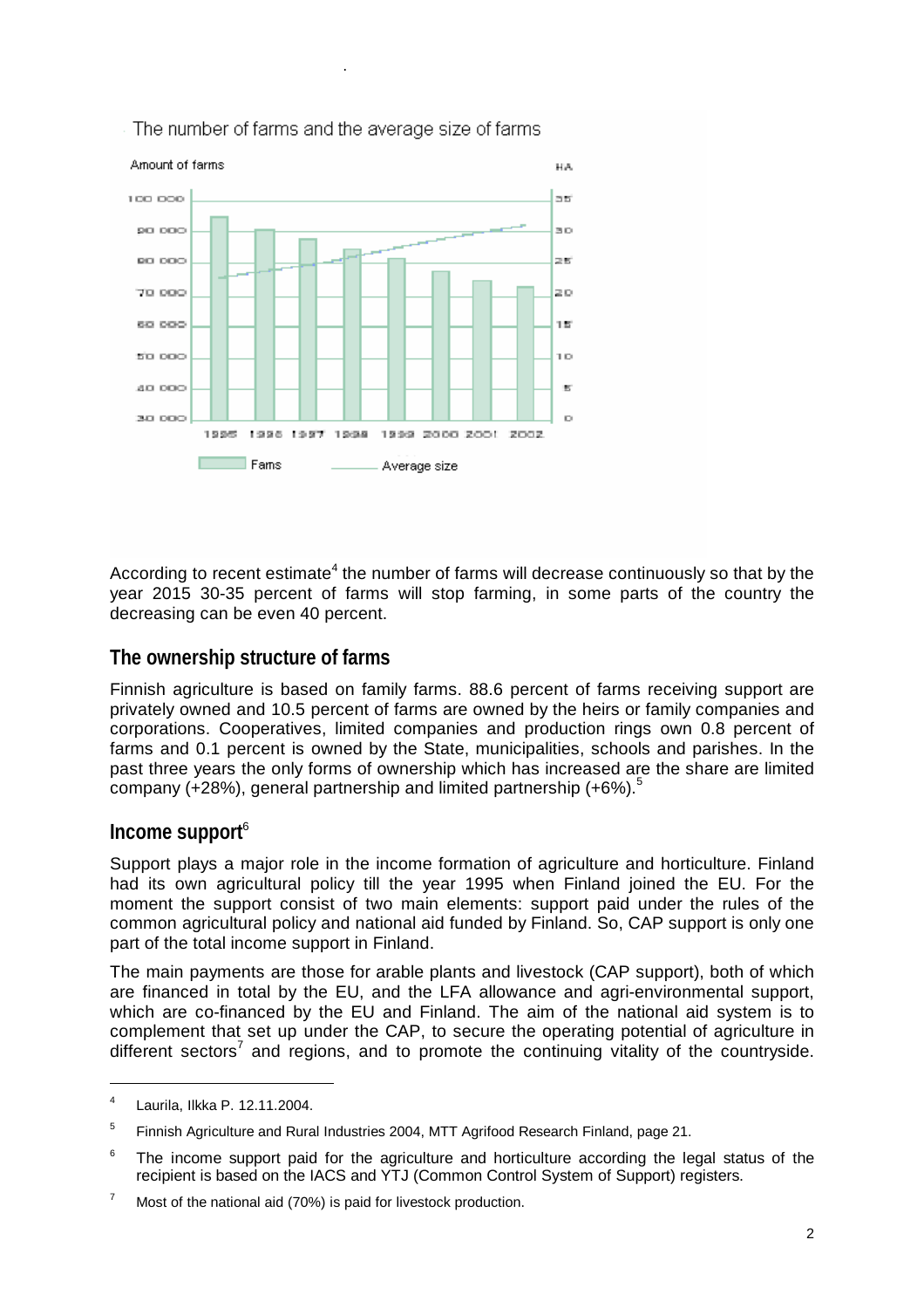The number of farms and the average size of farms

Amount of farms

HA

100 000, 90 000, 80 000, 70 000, 60 000, 50 000, 40 000, 30 000

35, 30, 25, 20, 15, 10, 5, 0

1995 1996 1997 1998 1999 2000 2001 2002

Farms — Average size

According to recent estimate[4] the number of farms will decrease continuously so that by the year 2015 30-35 percent of farms will stop farming, in some parts of the country the decreasing can be even 40 percent.

## The ownership structure of farms

Finnish agriculture is based on family farms. 88.6 percent of farms receiving support are privately owned and 10.5 percent of farms are owned by the heirs or family companies and corporations. Cooperatives, limited companies and production rings own 0.8 percent of farms and 0.1 percent is owned by the State, municipalities, schools and parishes. In the past three years the only forms of ownership which has increased are the share are limited company (+28%), general partnership and limited partnership (+6%).[5]

## Income support[6]

Support plays a major role in the income formation of agriculture and horticulture. Finland had its own agricultural policy till the year 1995 when Finland joined the EU. For the moment the support consist of two main elements: support paid under the rules of the common agricultural policy and national aid funded by Finland. So, CAP support is only one part of the total income support in Finland.

The main payments are those for arable plants and livestock (CAP support), both of which are financed in total by the EU, and the LFA allowance and agri-environmental support, which are co-financed by the EU and Finland. The aim of the national aid system is to complement that set up under the CAP, to secure the operating potential of agriculture in different sectors[7] and regions, and to promote the continuing vitality of the countryside.

---

[4] Laurila, Ilkka P. 12.11.2004.

[5] Finnish Agriculture and Rural Industries 2004, MTT Agrifood Research Finland, page 21.

[6] The income support paid for the agriculture and horticulture according the legal status of the recipient is based on the IACS and YTJ (Common Control System of Support) registers.

[7] Most of the national aid (70%) is paid for livestock production.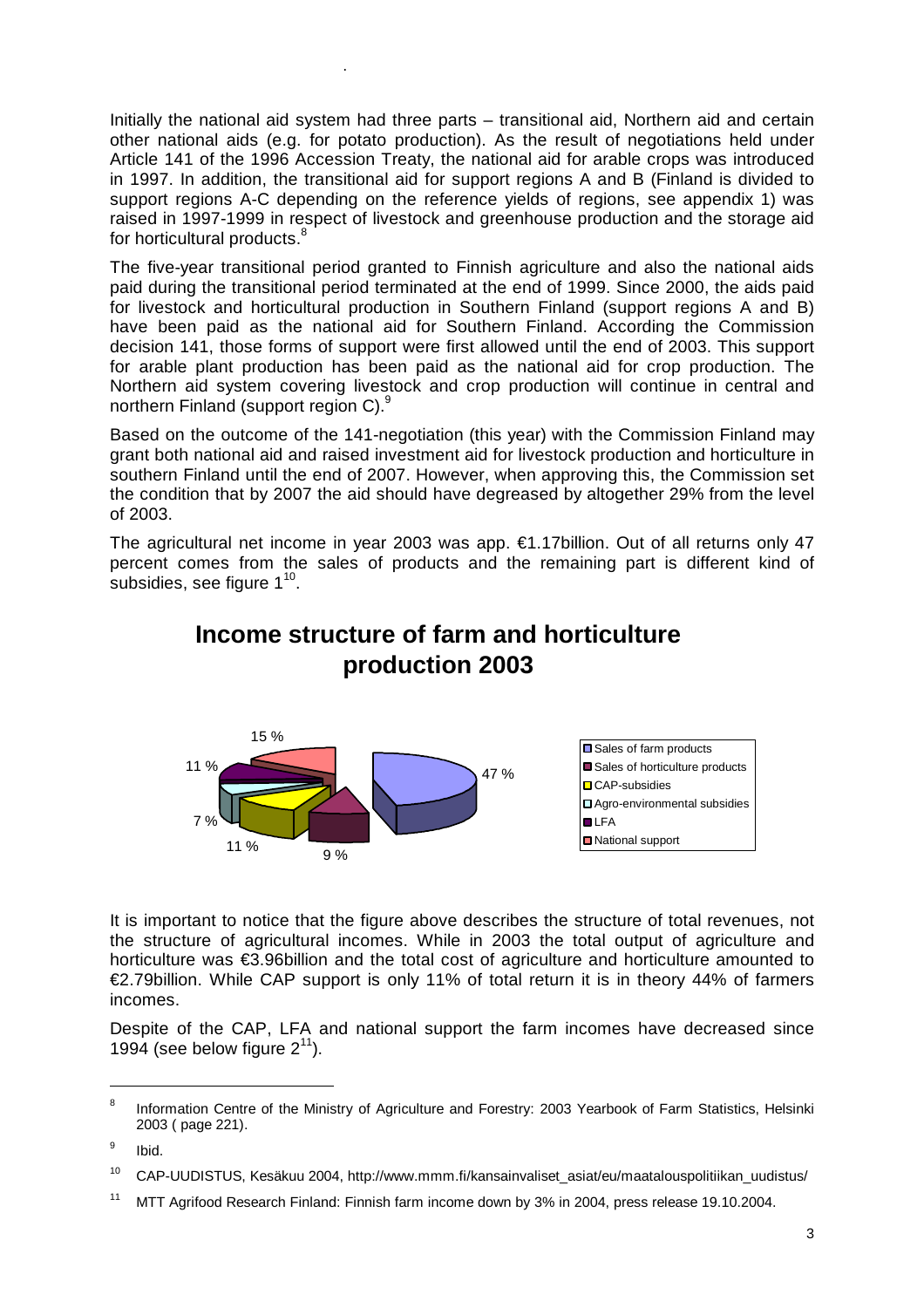Initially the national aid system had three parts – transitional aid, Northern aid and certain other national aids (e.g. for potato production). As the result of negotiations held under Article 141 of the 1996 Accession Treaty, the national aid for arable crops was introduced in 1997. In addition, the transitional aid for support regions A and B (Finland is divided to support regions A-C depending on the reference yields of regions, see appendix 1) was raised in 1997-1999 in respect of livestock and greenhouse production and the storage aid for horticultural products.[8]

The five-year transitional period granted to Finnish agriculture and also the national aids paid during the transitional period terminated at the end of 1999. Since 2000, the aids paid for livestock and horticultural production in Southern Finland (support regions A and B) have been paid as the national aid for Southern Finland. According the Commission decision 141, those forms of support were first allowed until the end of 2003. This support for arable plant production has been paid as the national aid for crop production. The Northern aid system covering livestock and crop production will continue in central and northern Finland (support region C).[9]

Based on the outcome of the 141-negotiation (this year) with the Commission Finland may grant both national aid and raised investment aid for livestock production and horticulture in southern Finland until the end of 2007. However, when approving this, the Commission set the condition that by 2007 the aid should have degreased by altogether 29% from the level of 2003.

The agricultural net income in year 2003 was app. €1.17billion. Out of all returns only 47 percent comes from the sales of products and the remaining part is different kind of subsidies, see figure 1[10].

**Income structure of farm and horticulture production 2003**

| Category | Share |
|---|---|
| Sales of farm products | 47 % |
| Sales of horticulture products | 9 % |
| CAP-subsidies | 11 % |
| Agro-environmental subsidies | 7 % |
| LFA | 11 % |
| National support | 15 % |

It is important to notice that the figure above describes the structure of total revenues, not the structure of agricultural incomes. While in 2003 the total output of agriculture and horticulture was €3.96billion and the total cost of agriculture and horticulture amounted to €2.79billion. While CAP support is only 11% of total return it is in theory 44% of farmers incomes.

Despite of the CAP, LFA and national support the farm incomes have decreased since 1994 (see below figure 2[11]).

---

[8] Information Centre of the Ministry of Agriculture and Forestry: 2003 Yearbook of Farm Statistics, Helsinki 2003 ( page 221).

[9] Ibid.

[10] CAP-UUDISTUS, Kesäkuu 2004, http://www.mmm.fi/kansainvaliset_asiat/eu/maatalouspolitiikan_uudistus/

[11] MTT Agrifood Research Finland: Finnish farm income down by 3% in 2004, press release 19.10.2004.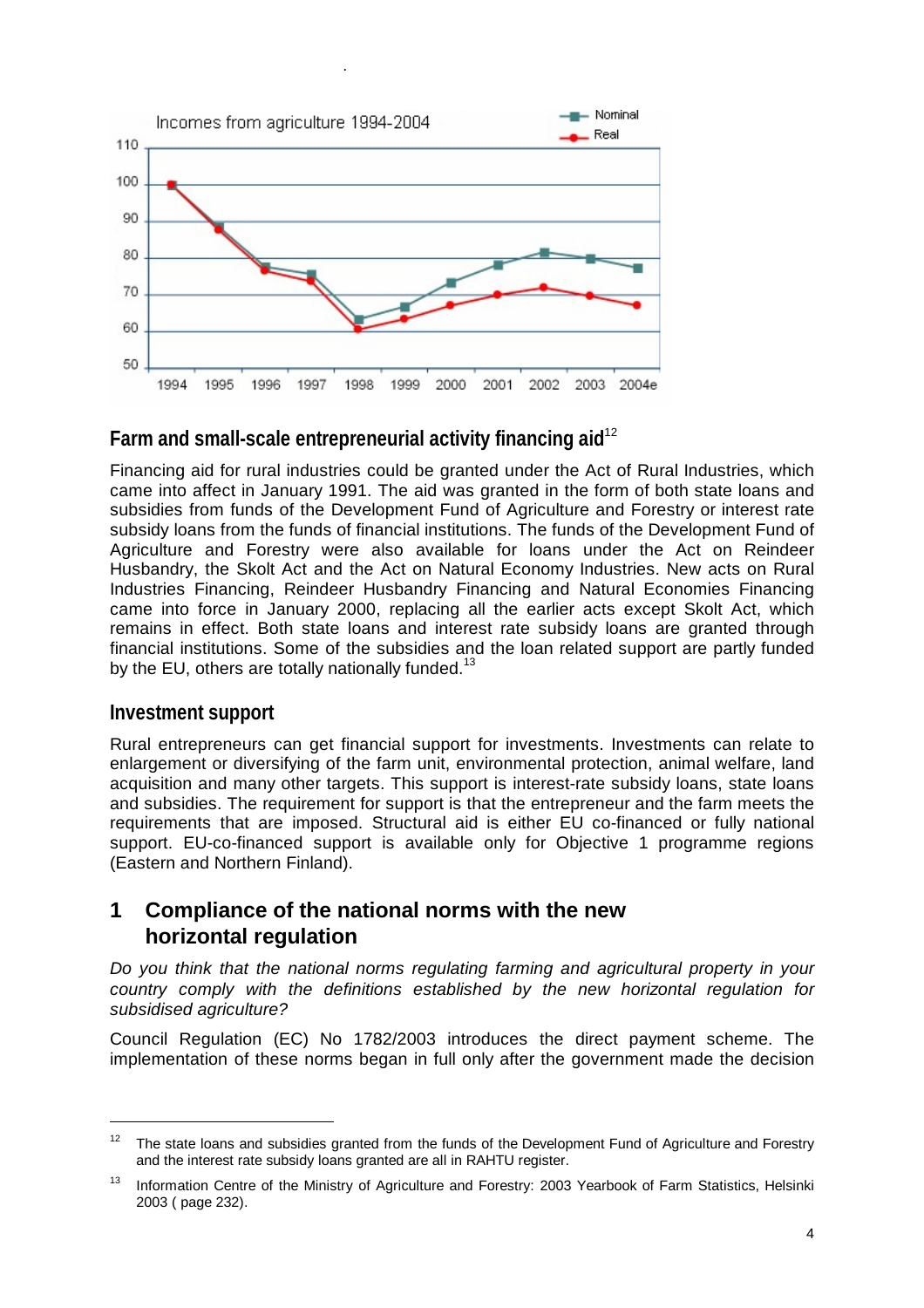Incomes from agriculture 1994-2004

## Farm and small-scale entrepreneurial activity financing aid[12]

Financing aid for rural industries could be granted under the Act of Rural Industries, which came into affect in January 1991. The aid was granted in the form of both state loans and subsidies from funds of the Development Fund of Agriculture and Forestry or interest rate subsidy loans from the funds of financial institutions. The funds of the Development Fund of Agriculture and Forestry were also available for loans under the Act on Reindeer Husbandry, the Skolt Act and the Act on Natural Economy Industries. New acts on Rural Industries Financing, Reindeer Husbandry Financing and Natural Economies Financing came into force in January 2000, replacing all the earlier acts except Skolt Act, which remains in effect. Both state loans and interest rate subsidy loans are granted through financial institutions. Some of the subsidies and the loan related support are partly funded by the EU, others are totally nationally funded.[13]

## Investment support

Rural entrepreneurs can get financial support for investments. Investments can relate to enlargement or diversifying of the farm unit, environmental protection, animal welfare, land acquisition and many other targets. This support is interest-rate subsidy loans, state loans and subsidies. The requirement for support is that the entrepreneur and the farm meets the requirements that are imposed. Structural aid is either EU co-financed or fully national support. EU-co-financed support is available only for Objective 1 programme regions (Eastern and Northern Finland).

# 1 Compliance of the national norms with the new horizontal regulation

*Do you think that the national norms regulating farming and agricultural property in your country comply with the definitions established by the new horizontal regulation for subsidised agriculture?*

Council Regulation (EC) No 1782/2003 introduces the direct payment scheme. The implementation of these norms began in full only after the government made the decision

---

[12] The state loans and subsidies granted from the funds of the Development Fund of Agriculture and Forestry and the interest rate subsidy loans granted are all in RAHTU register.

[13] Information Centre of the Ministry of Agriculture and Forestry: 2003 Yearbook of Farm Statistics, Helsinki 2003 ( page 232).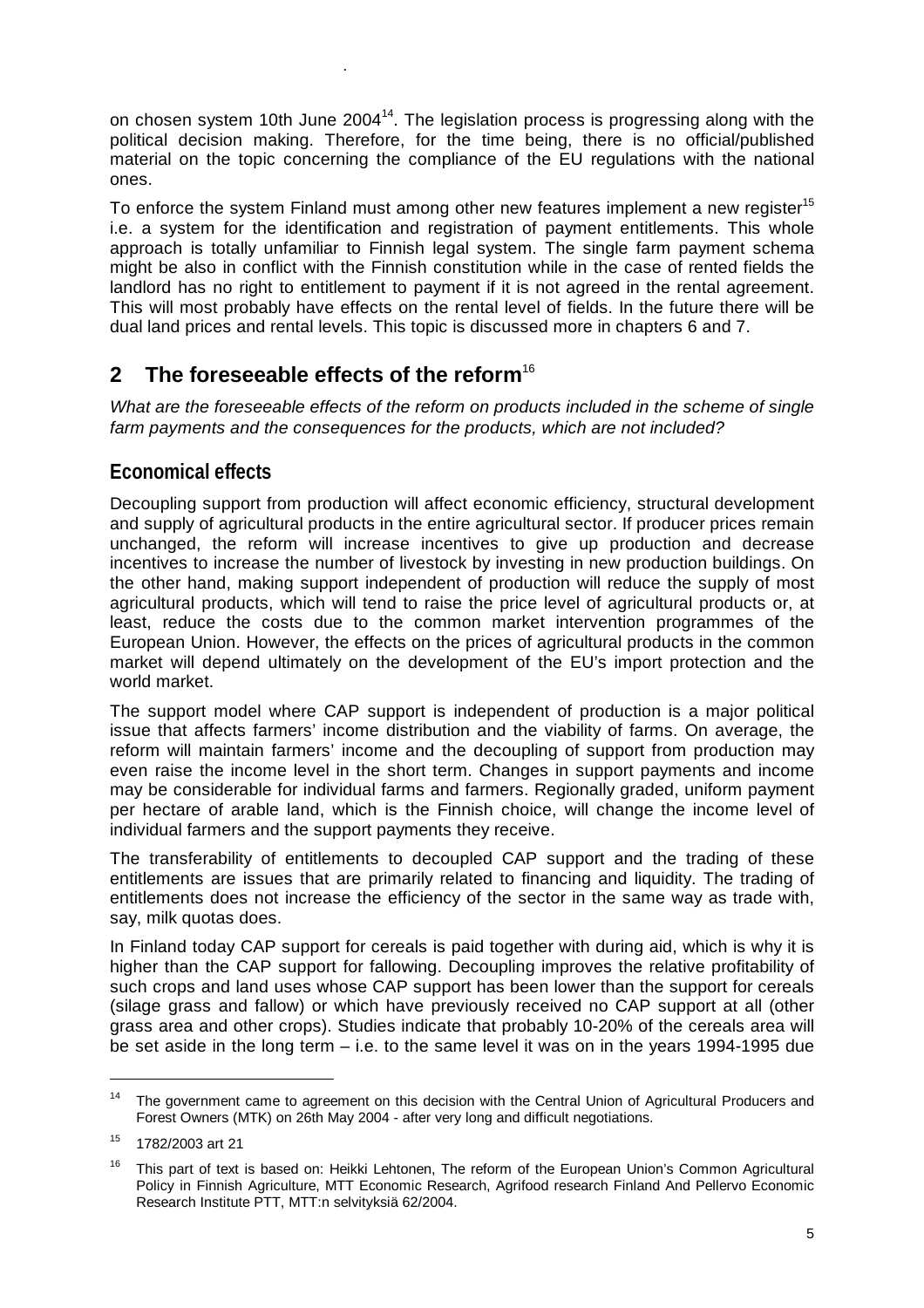on chosen system 10th June 2004[14]. The legislation process is progressing along with the political decision making. Therefore, for the time being, there is no official/published material on the topic concerning the compliance of the EU regulations with the national ones.

To enforce the system Finland must among other new features implement a new register[15] i.e. a system for the identification and registration of payment entitlements. This whole approach is totally unfamiliar to Finnish legal system. The single farm payment schema might be also in conflict with the Finnish constitution while in the case of rented fields the landlord has no right to entitlement to payment if it is not agreed in the rental agreement. This will most probably have effects on the rental level of fields. In the future there will be dual land prices and rental levels. This topic is discussed more in chapters 6 and 7.

# 2 The foreseeable effects of the reform[16]

*What are the foreseeable effects of the reform on products included in the scheme of single farm payments and the consequences for the products, which are not included?*

## Economical effects

Decoupling support from production will affect economic efficiency, structural development and supply of agricultural products in the entire agricultural sector. If producer prices remain unchanged, the reform will increase incentives to give up production and decrease incentives to increase the number of livestock by investing in new production buildings. On the other hand, making support independent of production will reduce the supply of most agricultural products, which will tend to raise the price level of agricultural products or, at least, reduce the costs due to the common market intervention programmes of the European Union. However, the effects on the prices of agricultural products in the common market will depend ultimately on the development of the EU's import protection and the world market.

The support model where CAP support is independent of production is a major political issue that affects farmers' income distribution and the viability of farms. On average, the reform will maintain farmers' income and the decoupling of support from production may even raise the income level in the short term. Changes in support payments and income may be considerable for individual farms and farmers. Regionally graded, uniform payment per hectare of arable land, which is the Finnish choice, will change the income level of individual farmers and the support payments they receive.

The transferability of entitlements to decoupled CAP support and the trading of these entitlements are issues that are primarily related to financing and liquidity. The trading of entitlements does not increase the efficiency of the sector in the same way as trade with, say, milk quotas does.

In Finland today CAP support for cereals is paid together with during aid, which is why it is higher than the CAP support for fallowing. Decoupling improves the relative profitability of such crops and land uses whose CAP support has been lower than the support for cereals (silage grass and fallow) or which have previously received no CAP support at all (other grass area and other crops). Studies indicate that probably 10-20% of the cereals area will be set aside in the long term – i.e. to the same level it was on in the years 1994-1995 due

---

[14] The government came to agreement on this decision with the Central Union of Agricultural Producers and Forest Owners (MTK) on 26th May 2004 - after very long and difficult negotiations.

[15] 1782/2003 art 21

[16] This part of text is based on: Heikki Lehtonen, The reform of the European Union's Common Agricultural Policy in Finnish Agriculture, MTT Economic Research, Agrifood research Finland And Pellervo Economic Research Institute PTT, MTT:n selvityksiä 62/2004.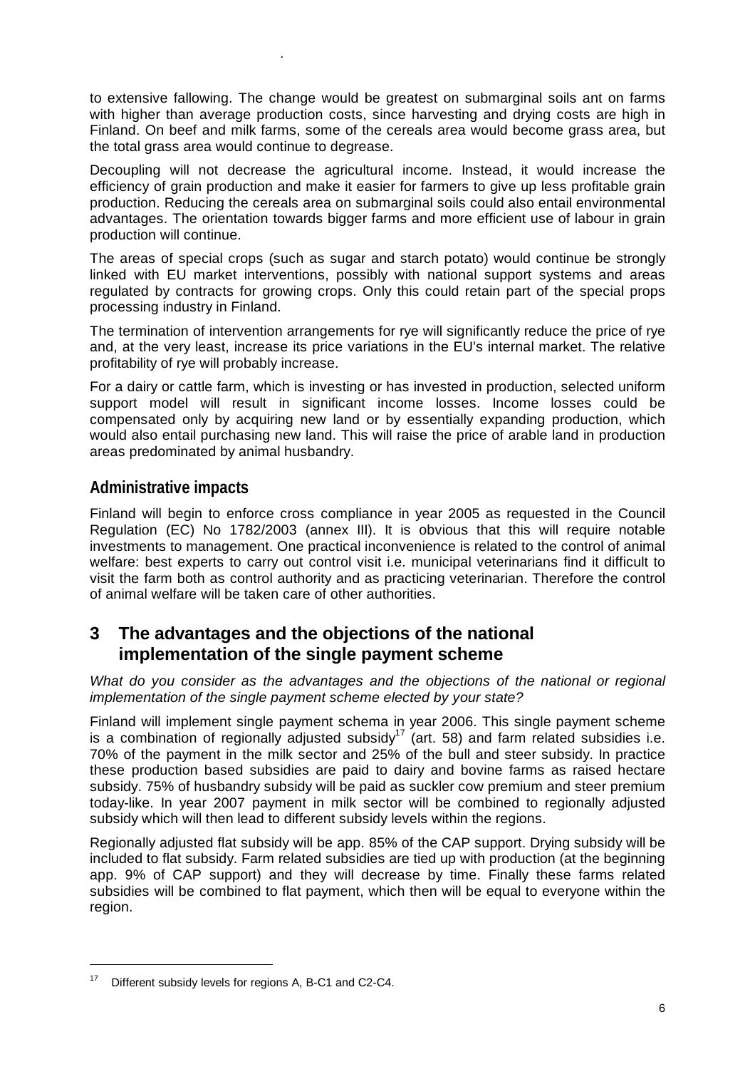to extensive fallowing. The change would be greatest on submarginal soils ant on farms with higher than average production costs, since harvesting and drying costs are high in Finland. On beef and milk farms, some of the cereals area would become grass area, but the total grass area would continue to degrease.

Decoupling will not decrease the agricultural income. Instead, it would increase the efficiency of grain production and make it easier for farmers to give up less profitable grain production. Reducing the cereals area on submarginal soils could also entail environmental advantages. The orientation towards bigger farms and more efficient use of labour in grain production will continue.

The areas of special crops (such as sugar and starch potato) would continue be strongly linked with EU market interventions, possibly with national support systems and areas regulated by contracts for growing crops. Only this could retain part of the special props processing industry in Finland.

The termination of intervention arrangements for rye will significantly reduce the price of rye and, at the very least, increase its price variations in the EU's internal market. The relative profitability of rye will probably increase.

For a dairy or cattle farm, which is investing or has invested in production, selected uniform support model will result in significant income losses. Income losses could be compensated only by acquiring new land or by essentially expanding production, which would also entail purchasing new land. This will raise the price of arable land in production areas predominated by animal husbandry.

### Administrative impacts

Finland will begin to enforce cross compliance in year 2005 as requested in the Council Regulation (EC) No 1782/2003 (annex III). It is obvious that this will require notable investments to management. One practical inconvenience is related to the control of animal welfare: best experts to carry out control visit i.e. municipal veterinarians find it difficult to visit the farm both as control authority and as practicing veterinarian. Therefore the control of animal welfare will be taken care of other authorities.

## 3 The advantages and the objections of the national implementation of the single payment scheme

*What do you consider as the advantages and the objections of the national or regional implementation of the single payment scheme elected by your state?*

Finland will implement single payment schema in year 2006. This single payment scheme is a combination of regionally adjusted subsidy[17] (art. 58) and farm related subsidies i.e. 70% of the payment in the milk sector and 25% of the bull and steer subsidy. In practice these production based subsidies are paid to dairy and bovine farms as raised hectare subsidy. 75% of husbandry subsidy will be paid as suckler cow premium and steer premium today-like. In year 2007 payment in milk sector will be combined to regionally adjusted subsidy which will then lead to different subsidy levels within the regions.

Regionally adjusted flat subsidy will be app. 85% of the CAP support. Drying subsidy will be included to flat subsidy. Farm related subsidies are tied up with production (at the beginning app. 9% of CAP support) and they will decrease by time. Finally these farms related subsidies will be combined to flat payment, which then will be equal to everyone within the region.

[17] Different subsidy levels for regions A, B-C1 and C2-C4.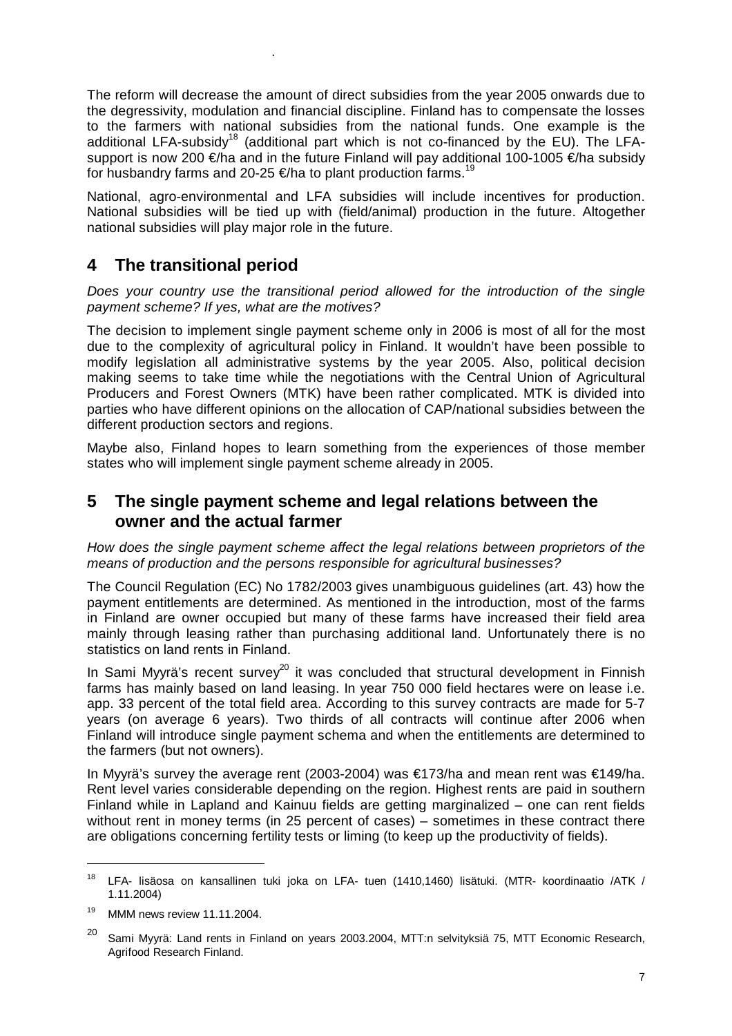The reform will decrease the amount of direct subsidies from the year 2005 onwards due to the degressivity, modulation and financial discipline. Finland has to compensate the losses to the farmers with national subsidies from the national funds. One example is the additional LFA-subsidy[18] (additional part which is not co-financed by the EU). The LFA-support is now 200 €/ha and in the future Finland will pay additional 100-1005 €/ha subsidy for husbandry farms and 20-25 €/ha to plant production farms.[19]

National, agro-environmental and LFA subsidies will include incentives for production. National subsidies will be tied up with (field/animal) production in the future. Altogether national subsidies will play major role in the future.

## 4 The transitional period

*Does your country use the transitional period allowed for the introduction of the single payment scheme? If yes, what are the motives?*

The decision to implement single payment scheme only in 2006 is most of all for the most due to the complexity of agricultural policy in Finland. It wouldn't have been possible to modify legislation all administrative systems by the year 2005. Also, political decision making seems to take time while the negotiations with the Central Union of Agricultural Producers and Forest Owners (MTK) have been rather complicated. MTK is divided into parties who have different opinions on the allocation of CAP/national subsidies between the different production sectors and regions.

Maybe also, Finland hopes to learn something from the experiences of those member states who will implement single payment scheme already in 2005.

## 5 The single payment scheme and legal relations between the owner and the actual farmer

*How does the single payment scheme affect the legal relations between proprietors of the means of production and the persons responsible for agricultural businesses?*

The Council Regulation (EC) No 1782/2003 gives unambiguous guidelines (art. 43) how the payment entitlements are determined. As mentioned in the introduction, most of the farms in Finland are owner occupied but many of these farms have increased their field area mainly through leasing rather than purchasing additional land. Unfortunately there is no statistics on land rents in Finland.

In Sami Myyrä's recent survey[20] it was concluded that structural development in Finnish farms has mainly based on land leasing. In year 750 000 field hectares were on lease i.e. app. 33 percent of the total field area. According to this survey contracts are made for 5-7 years (on average 6 years). Two thirds of all contracts will continue after 2006 when Finland will introduce single payment schema and when the entitlements are determined to the farmers (but not owners).

In Myyrä's survey the average rent (2003-2004) was €173/ha and mean rent was €149/ha. Rent level varies considerable depending on the region. Highest rents are paid in southern Finland while in Lapland and Kainuu fields are getting marginalized – one can rent fields without rent in money terms (in 25 percent of cases) – sometimes in these contract there are obligations concerning fertility tests or liming (to keep up the productivity of fields).

---

[18] LFA- lisäosa on kansallinen tuki joka on LFA- tuen (1410,1460) lisätuki. (MTR- koordinaatio /ATK / 1.11.2004)

[19] MMM news review 11.11.2004.

[20] Sami Myyrä: Land rents in Finland on years 2003.2004, MTT:n selvityksiä 75, MTT Economic Research, Agrifood Research Finland.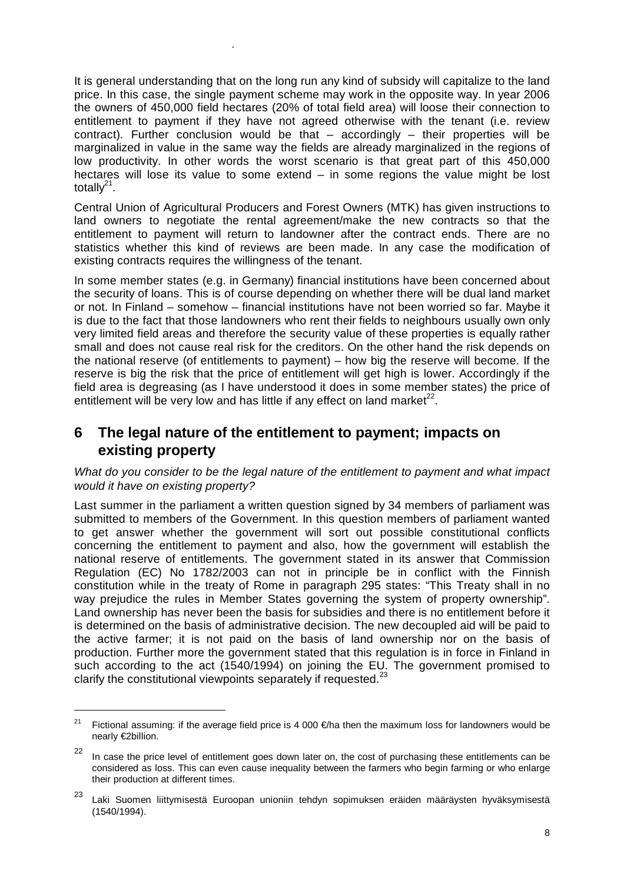It is general understanding that on the long run any kind of subsidy will capitalize to the land price. In this case, the single payment scheme may work in the opposite way. In year 2006 the owners of 450,000 field hectares (20% of total field area) will loose their connection to entitlement to payment if they have not agreed otherwise with the tenant (i.e. review contract). Further conclusion would be that – accordingly – their properties will be marginalized in value in the same way the fields are already marginalized in the regions of low productivity. In other words the worst scenario is that great part of this 450,000 hectares will lose its value to some extend – in some regions the value might be lost totally[21].

Central Union of Agricultural Producers and Forest Owners (MTK) has given instructions to land owners to negotiate the rental agreement/make the new contracts so that the entitlement to payment will return to landowner after the contract ends. There are no statistics whether this kind of reviews are been made. In any case the modification of existing contracts requires the willingness of the tenant.

In some member states (e.g. in Germany) financial institutions have been concerned about the security of loans. This is of course depending on whether there will be dual land market or not. In Finland – somehow – financial institutions have not been worried so far. Maybe it is due to the fact that those landowners who rent their fields to neighbours usually own only very limited field areas and therefore the security value of these properties is equally rather small and does not cause real risk for the creditors. On the other hand the risk depends on the national reserve (of entitlements to payment) – how big the reserve will become. If the reserve is big the risk that the price of entitlement will get high is lower. Accordingly if the field area is degreasing (as I have understood it does in some member states) the price of entitlement will be very low and has little if any effect on land market[22].

## 6 The legal nature of the entitlement to payment; impacts on existing property

*What do you consider to be the legal nature of the entitlement to payment and what impact would it have on existing property?*

Last summer in the parliament a written question signed by 34 members of parliament was submitted to members of the Government. In this question members of parliament wanted to get answer whether the government will sort out possible constitutional conflicts concerning the entitlement to payment and also, how the government will establish the national reserve of entitlements. The government stated in its answer that Commission Regulation (EC) No 1782/2003 can not in principle be in conflict with the Finnish constitution while in the treaty of Rome in paragraph 295 states: "This Treaty shall in no way prejudice the rules in Member States governing the system of property ownership". Land ownership has never been the basis for subsidies and there is no entitlement before it is determined on the basis of administrative decision. The new decoupled aid will be paid to the active farmer; it is not paid on the basis of land ownership nor on the basis of production. Further more the government stated that this regulation is in force in Finland in such according to the act (1540/1994) on joining the EU. The government promised to clarify the constitutional viewpoints separately if requested.[23]

---

[21] Fictional assuming: if the average field price is 4 000 €/ha then the maximum loss for landowners would be nearly €2billion.

[22] In case the price level of entitlement goes down later on, the cost of purchasing these entitlements can be considered as loss. This can even cause inequality between the farmers who begin farming or who enlarge their production at different times.

[23] Laki Suomen liittymisestä Euroopan unioniin tehdyn sopimuksen eräiden määräysten hyväksymisestä (1540/1994).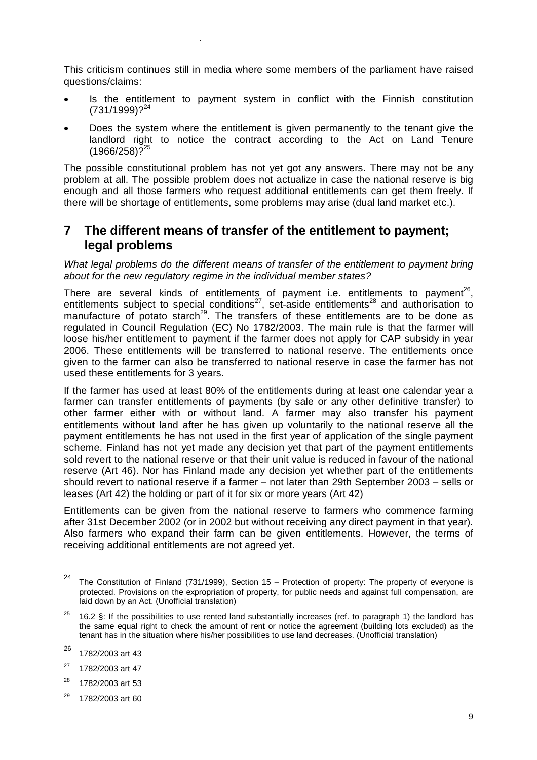This criticism continues still in media where some members of the parliament have raised questions/claims:

- Is the entitlement to payment system in conflict with the Finnish constitution (731/1999)?[24]
- Does the system where the entitlement is given permanently to the tenant give the landlord right to notice the contract according to the Act on Land Tenure (1966/258)?[25]

The possible constitutional problem has not yet got any answers. There may not be any problem at all. The possible problem does not actualize in case the national reserve is big enough and all those farmers who request additional entitlements can get them freely. If there will be shortage of entitlements, some problems may arise (dual land market etc.).

## 7 The different means of transfer of the entitlement to payment; legal problems

*What legal problems do the different means of transfer of the entitlement to payment bring about for the new regulatory regime in the individual member states?*

There are several kinds of entitlements of payment i.e. entitlements to payment[26], entitlements subject to special conditions[27], set-aside entitlements[28] and authorisation to manufacture of potato starch[29]. The transfers of these entitlements are to be done as regulated in Council Regulation (EC) No 1782/2003. The main rule is that the farmer will loose his/her entitlement to payment if the farmer does not apply for CAP subsidy in year 2006. These entitlements will be transferred to national reserve. The entitlements once given to the farmer can also be transferred to national reserve in case the farmer has not used these entitlements for 3 years.

If the farmer has used at least 80% of the entitlements during at least one calendar year a farmer can transfer entitlements of payments (by sale or any other definitive transfer) to other farmer either with or without land. A farmer may also transfer his payment entitlements without land after he has given up voluntarily to the national reserve all the payment entitlements he has not used in the first year of application of the single payment scheme. Finland has not yet made any decision yet that part of the payment entitlements sold revert to the national reserve or that their unit value is reduced in favour of the national reserve (Art 46). Nor has Finland made any decision yet whether part of the entitlements should revert to national reserve if a farmer – not later than 29th September 2003 – sells or leases (Art 42) the holding or part of it for six or more years (Art 42)

Entitlements can be given from the national reserve to farmers who commence farming after 31st December 2002 (or in 2002 but without receiving any direct payment in that year). Also farmers who expand their farm can be given entitlements. However, the terms of receiving additional entitlements are not agreed yet.

---

[24] The Constitution of Finland (731/1999), Section 15 – Protection of property: The property of everyone is protected. Provisions on the expropriation of property, for public needs and against full compensation, are laid down by an Act. (Unofficial translation)

[25] 16.2 §: If the possibilities to use rented land substantially increases (ref. to paragraph 1) the landlord has the same equal right to check the amount of rent or notice the agreement (building lots excluded) as the tenant has in the situation where his/her possibilities to use land decreases. (Unofficial translation)

[26] 1782/2003 art 43

[27] 1782/2003 art 47

[28] 1782/2003 art 53

[29] 1782/2003 art 60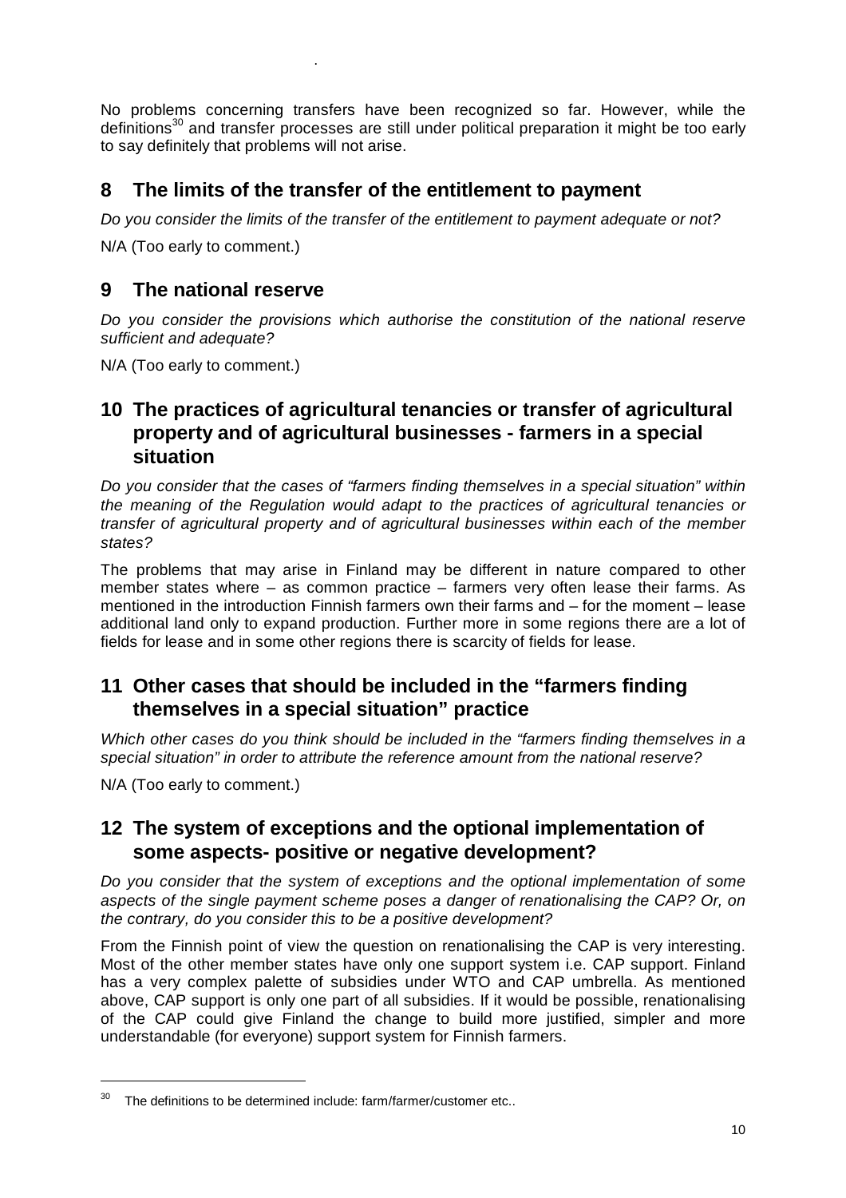No problems concerning transfers have been recognized so far. However, while the definitions[30] and transfer processes are still under political preparation it might be too early to say definitely that problems will not arise.

## 8 The limits of the transfer of the entitlement to payment

*Do you consider the limits of the transfer of the entitlement to payment adequate or not?*

N/A (Too early to comment.)

## 9 The national reserve

*Do you consider the provisions which authorise the constitution of the national reserve sufficient and adequate?*

N/A (Too early to comment.)

## 10 The practices of agricultural tenancies or transfer of agricultural property and of agricultural businesses - farmers in a special situation

*Do you consider that the cases of "farmers finding themselves in a special situation" within the meaning of the Regulation would adapt to the practices of agricultural tenancies or transfer of agricultural property and of agricultural businesses within each of the member states?*

The problems that may arise in Finland may be different in nature compared to other member states where – as common practice – farmers very often lease their farms. As mentioned in the introduction Finnish farmers own their farms and – for the moment – lease additional land only to expand production. Further more in some regions there are a lot of fields for lease and in some other regions there is scarcity of fields for lease.

## 11 Other cases that should be included in the "farmers finding themselves in a special situation" practice

*Which other cases do you think should be included in the "farmers finding themselves in a special situation" in order to attribute the reference amount from the national reserve?*

N/A (Too early to comment.)

## 12 The system of exceptions and the optional implementation of some aspects- positive or negative development?

*Do you consider that the system of exceptions and the optional implementation of some aspects of the single payment scheme poses a danger of renationalising the CAP? Or, on the contrary, do you consider this to be a positive development?*

From the Finnish point of view the question on renationalising the CAP is very interesting. Most of the other member states have only one support system i.e. CAP support. Finland has a very complex palette of subsidies under WTO and CAP umbrella. As mentioned above, CAP support is only one part of all subsidies. If it would be possible, renationalising of the CAP could give Finland the change to build more justified, simpler and more understandable (for everyone) support system for Finnish farmers.

---

[30] The definitions to be determined include: farm/farmer/customer etc..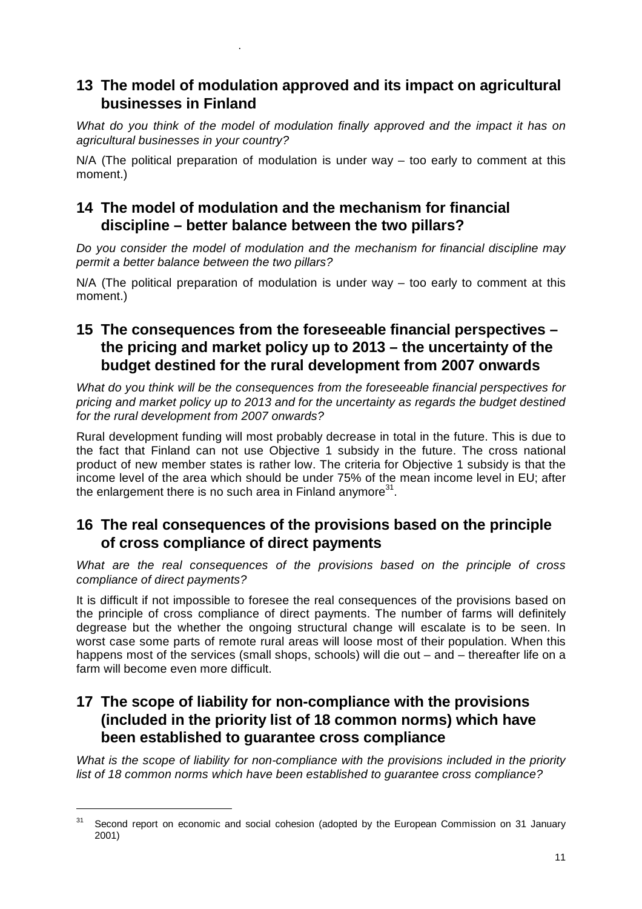## 13 The model of modulation approved and its impact on agricultural businesses in Finland

*What do you think of the model of modulation finally approved and the impact it has on agricultural businesses in your country?*

N/A (The political preparation of modulation is under way – too early to comment at this moment.)

## 14 The model of modulation and the mechanism for financial discipline – better balance between the two pillars?

*Do you consider the model of modulation and the mechanism for financial discipline may permit a better balance between the two pillars?*

N/A (The political preparation of modulation is under way – too early to comment at this moment.)

## 15 The consequences from the foreseeable financial perspectives – the pricing and market policy up to 2013 – the uncertainty of the budget destined for the rural development from 2007 onwards

*What do you think will be the consequences from the foreseeable financial perspectives for pricing and market policy up to 2013 and for the uncertainty as regards the budget destined for the rural development from 2007 onwards?*

Rural development funding will most probably decrease in total in the future. This is due to the fact that Finland can not use Objective 1 subsidy in the future. The cross national product of new member states is rather low. The criteria for Objective 1 subsidy is that the income level of the area which should be under 75% of the mean income level in EU; after the enlargement there is no such area in Finland anymore[31].

## 16 The real consequences of the provisions based on the principle of cross compliance of direct payments

*What are the real consequences of the provisions based on the principle of cross compliance of direct payments?*

It is difficult if not impossible to foresee the real consequences of the provisions based on the principle of cross compliance of direct payments. The number of farms will definitely degrease but the whether the ongoing structural change will escalate is to be seen. In worst case some parts of remote rural areas will loose most of their population. When this happens most of the services (small shops, schools) will die out – and – thereafter life on a farm will become even more difficult.

## 17 The scope of liability for non-compliance with the provisions (included in the priority list of 18 common norms) which have been established to guarantee cross compliance

*What is the scope of liability for non-compliance with the provisions included in the priority list of 18 common norms which have been established to guarantee cross compliance?*

---

[31] Second report on economic and social cohesion (adopted by the European Commission on 31 January 2001)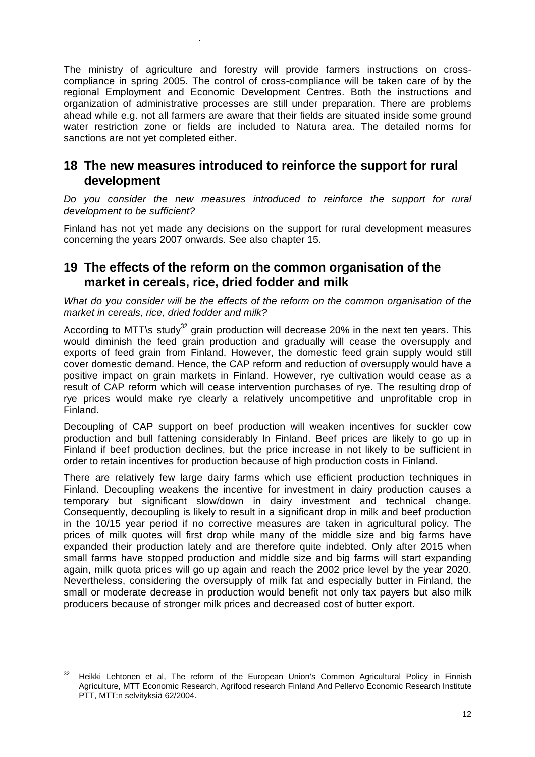The ministry of agriculture and forestry will provide farmers instructions on cross-compliance in spring 2005. The control of cross-compliance will be taken care of by the regional Employment and Economic Development Centres. Both the instructions and organization of administrative processes are still under preparation. There are problems ahead while e.g. not all farmers are aware that their fields are situated inside some ground water restriction zone or fields are included to Natura area. The detailed norms for sanctions are not yet completed either.

## 18 The new measures introduced to reinforce the support for rural development

*Do you consider the new measures introduced to reinforce the support for rural development to be sufficient?*

Finland has not yet made any decisions on the support for rural development measures concerning the years 2007 onwards. See also chapter 15.

## 19 The effects of the reform on the common organisation of the market in cereals, rice, dried fodder and milk

*What do you consider will be the effects of the reform on the common organisation of the market in cereals, rice, dried fodder and milk?*

According to MTT\s study[32] grain production will decrease 20% in the next ten years. This would diminish the feed grain production and gradually will cease the oversupply and exports of feed grain from Finland. However, the domestic feed grain supply would still cover domestic demand. Hence, the CAP reform and reduction of oversupply would have a positive impact on grain markets in Finland. However, rye cultivation would cease as a result of CAP reform which will cease intervention purchases of rye. The resulting drop of rye prices would make rye clearly a relatively uncompetitive and unprofitable crop in Finland.

Decoupling of CAP support on beef production will weaken incentives for suckler cow production and bull fattening considerably In Finland. Beef prices are likely to go up in Finland if beef production declines, but the price increase in not likely to be sufficient in order to retain incentives for production because of high production costs in Finland.

There are relatively few large dairy farms which use efficient production techniques in Finland. Decoupling weakens the incentive for investment in dairy production causes a temporary but significant slow/down in dairy investment and technical change. Consequently, decoupling is likely to result in a significant drop in milk and beef production in the 10/15 year period if no corrective measures are taken in agricultural policy. The prices of milk quotes will first drop while many of the middle size and big farms have expanded their production lately and are therefore quite indebted. Only after 2015 when small farms have stopped production and middle size and big farms will start expanding again, milk quota prices will go up again and reach the 2002 price level by the year 2020. Nevertheless, considering the oversupply of milk fat and especially butter in Finland, the small or moderate decrease in production would benefit not only tax payers but also milk producers because of stronger milk prices and decreased cost of butter export.

---

[32] Heikki Lehtonen et al, The reform of the European Union's Common Agricultural Policy in Finnish Agriculture, MTT Economic Research, Agrifood research Finland And Pellervo Economic Research Institute PTT, MTT:n selvityksiä 62/2004.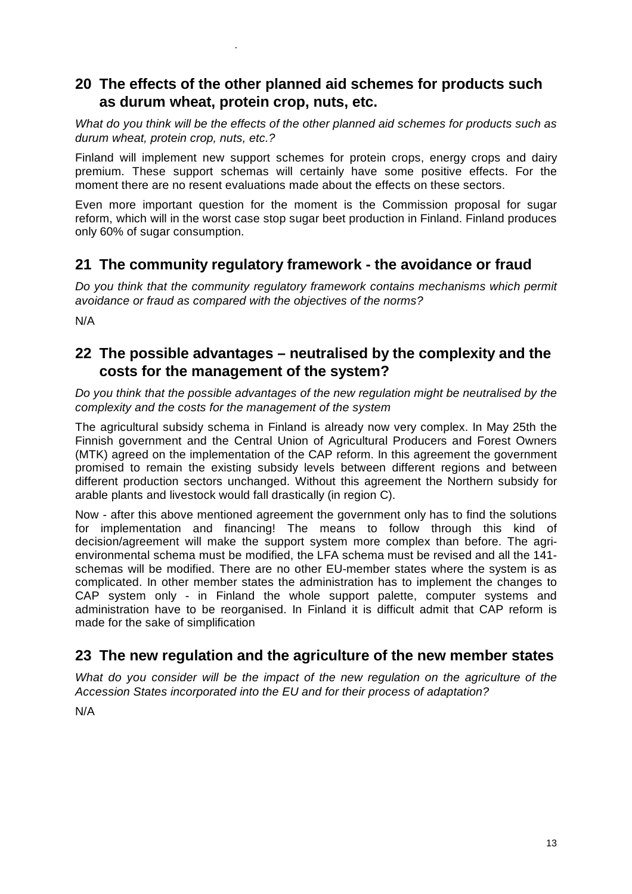## 20 The effects of the other planned aid schemes for products such as durum wheat, protein crop, nuts, etc.

*What do you think will be the effects of the other planned aid schemes for products such as durum wheat, protein crop, nuts, etc.?*

Finland will implement new support schemes for protein crops, energy crops and dairy premium. These support schemas will certainly have some positive effects. For the moment there are no resent evaluations made about the effects on these sectors.

Even more important question for the moment is the Commission proposal for sugar reform, which will in the worst case stop sugar beet production in Finland. Finland produces only 60% of sugar consumption.

## 21 The community regulatory framework - the avoidance or fraud

*Do you think that the community regulatory framework contains mechanisms which permit avoidance or fraud as compared with the objectives of the norms?*

N/A

## 22 The possible advantages – neutralised by the complexity and the costs for the management of the system?

*Do you think that the possible advantages of the new regulation might be neutralised by the complexity and the costs for the management of the system*

The agricultural subsidy schema in Finland is already now very complex. In May 25th the Finnish government and the Central Union of Agricultural Producers and Forest Owners (MTK) agreed on the implementation of the CAP reform. In this agreement the government promised to remain the existing subsidy levels between different regions and between different production sectors unchanged. Without this agreement the Northern subsidy for arable plants and livestock would fall drastically (in region C).

Now - after this above mentioned agreement the government only has to find the solutions for implementation and financing! The means to follow through this kind of decision/agreement will make the support system more complex than before. The agri-environmental schema must be modified, the LFA schema must be revised and all the 141-schemas will be modified. There are no other EU-member states where the system is as complicated. In other member states the administration has to implement the changes to CAP system only - in Finland the whole support palette, computer systems and administration have to be reorganised. In Finland it is difficult admit that CAP reform is made for the sake of simplification

## 23 The new regulation and the agriculture of the new member states

*What do you consider will be the impact of the new regulation on the agriculture of the Accession States incorporated into the EU and for their process of adaptation?*

N/A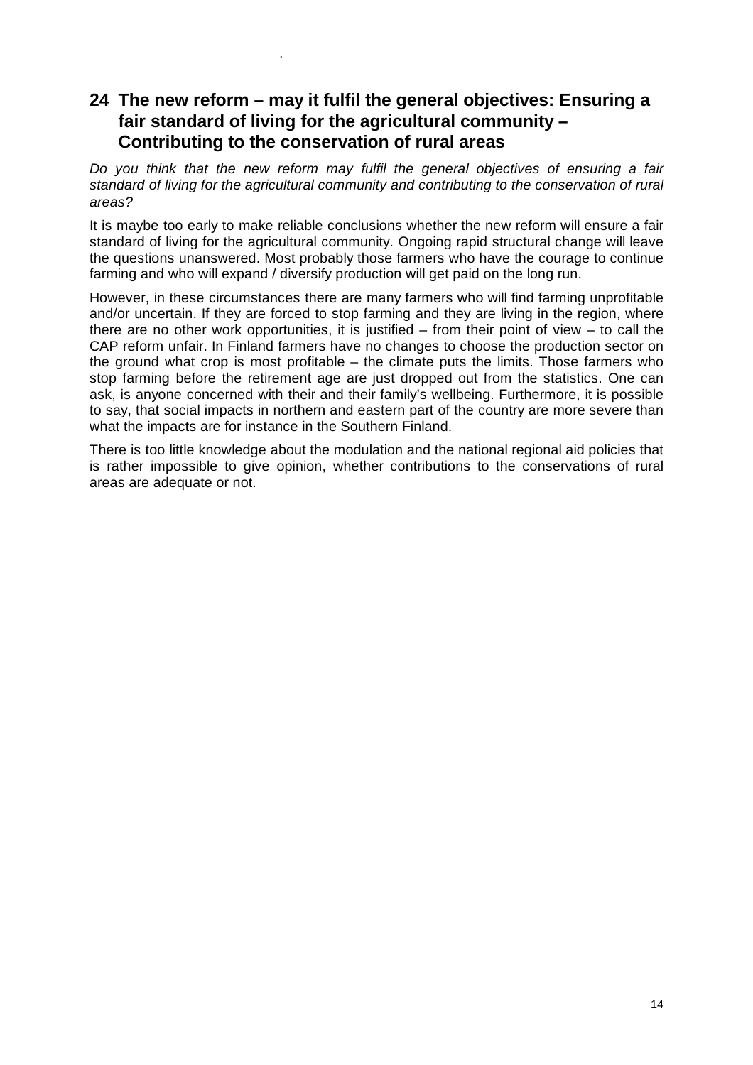## 24 The new reform – may it fulfil the general objectives: Ensuring a fair standard of living for the agricultural community – Contributing to the conservation of rural areas

*Do you think that the new reform may fulfil the general objectives of ensuring a fair standard of living for the agricultural community and contributing to the conservation of rural areas?*

It is maybe too early to make reliable conclusions whether the new reform will ensure a fair standard of living for the agricultural community. Ongoing rapid structural change will leave the questions unanswered. Most probably those farmers who have the courage to continue farming and who will expand / diversify production will get paid on the long run.

However, in these circumstances there are many farmers who will find farming unprofitable and/or uncertain. If they are forced to stop farming and they are living in the region, where there are no other work opportunities, it is justified – from their point of view – to call the CAP reform unfair. In Finland farmers have no changes to choose the production sector on the ground what crop is most profitable – the climate puts the limits. Those farmers who stop farming before the retirement age are just dropped out from the statistics. One can ask, is anyone concerned with their and their family's wellbeing. Furthermore, it is possible to say, that social impacts in northern and eastern part of the country are more severe than what the impacts are for instance in the Southern Finland.

There is too little knowledge about the modulation and the national regional aid policies that is rather impossible to give opinion, whether contributions to the conservations of rural areas are adequate or not.